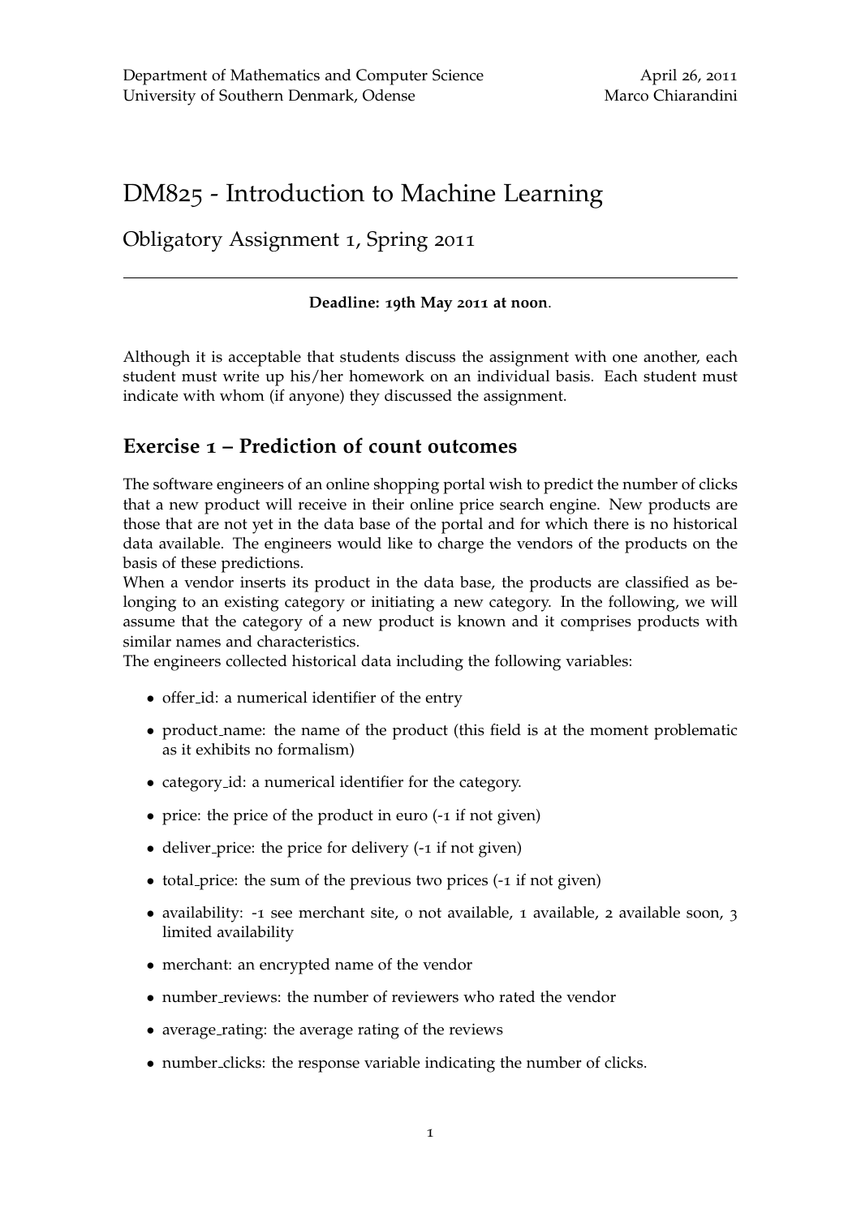Department of Mathematics and Computer Science
University of Southern Denmark, Odense

April 26, 2011
Marco Chiarandini

# DM825 - Introduction to Machine Learning

## Obligatory Assignment 1, Spring 2011

---

**Deadline: 19th May 2011 at noon**.

Although it is acceptable that students discuss the assignment with one another, each student must write up his/her homework on an individual basis. Each student must indicate with whom (if anyone) they discussed the assignment.

## Exercise 1 – Prediction of count outcomes

The software engineers of an online shopping portal wish to predict the number of clicks that a new product will receive in their online price search engine. New products are those that are not yet in the data base of the portal and for which there is no historical data available. The engineers would like to charge the vendors of the products on the basis of these predictions.

When a vendor inserts its product in the data base, the products are classified as belonging to an existing category or initiating a new category. In the following, we will assume that the category of a new product is known and it comprises products with similar names and characteristics.

The engineers collected historical data including the following variables:

- offer_id: a numerical identifier of the entry
- product_name: the name of the product (this field is at the moment problematic as it exhibits no formalism)
- category_id: a numerical identifier for the category.
- price: the price of the product in euro (-1 if not given)
- deliver_price: the price for delivery (-1 if not given)
- total_price: the sum of the previous two prices (-1 if not given)
- availability: -1 see merchant site, 0 not available, 1 available, 2 available soon, 3 limited availability
- merchant: an encrypted name of the vendor
- number_reviews: the number of reviewers who rated the vendor
- average_rating: the average rating of the reviews
- number_clicks: the response variable indicating the number of clicks.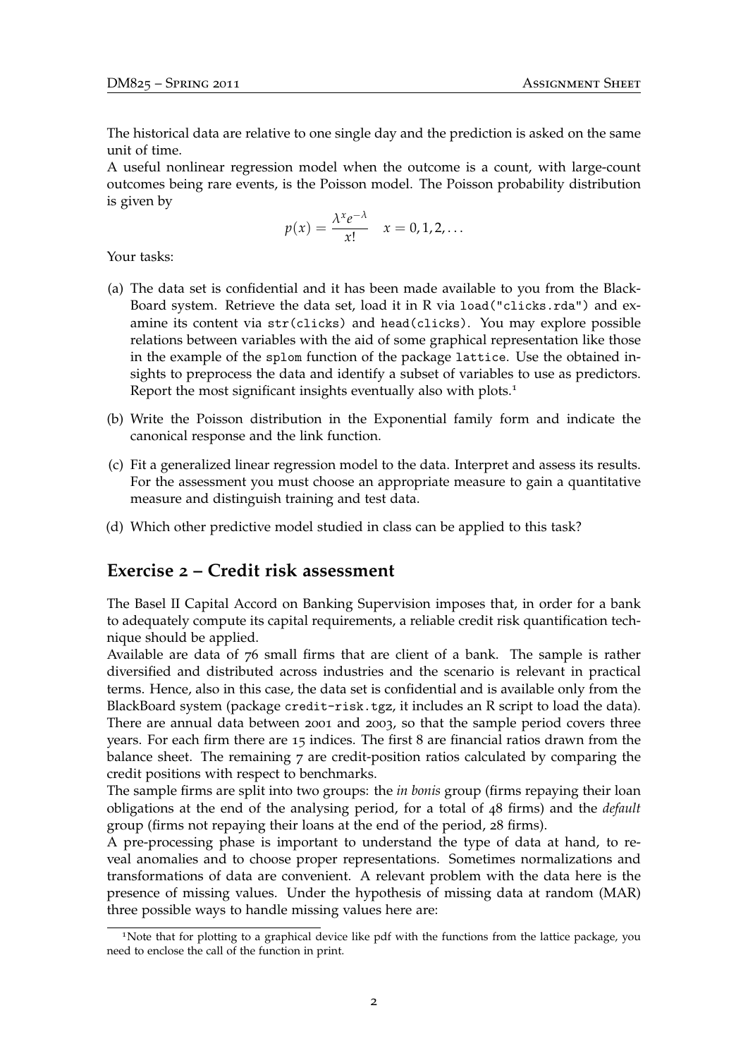The historical data are relative to one single day and the prediction is asked on the same unit of time.

A useful nonlinear regression model when the outcome is a count, with large-count outcomes being rare events, is the Poisson model. The Poisson probability distribution is given by

$$p(x) = \frac{\lambda^x e^{-\lambda}}{x!} \quad x = 0, 1, 2, \ldots$$

Your tasks:

(a) The data set is confidential and it has been made available to you from the BlackBoard system. Retrieve the data set, load it in R via `load("clicks.rda")` and examine its content via `str(clicks)` and `head(clicks)`. You may explore possible relations between variables with the aid of some graphical representation like those in the example of the `splom` function of the package `lattice`. Use the obtained insights to preprocess the data and identify a subset of variables to use as predictors. Report the most significant insights eventually also with plots.[1]

(b) Write the Poisson distribution in the Exponential family form and indicate the canonical response and the link function.

(c) Fit a generalized linear regression model to the data. Interpret and assess its results. For the assessment you must choose an appropriate measure to gain a quantitative measure and distinguish training and test data.

(d) Which other predictive model studied in class can be applied to this task?

## Exercise 2 – Credit risk assessment

The Basel II Capital Accord on Banking Supervision imposes that, in order for a bank to adequately compute its capital requirements, a reliable credit risk quantification technique should be applied.

Available are data of 76 small firms that are client of a bank. The sample is rather diversified and distributed across industries and the scenario is relevant in practical terms. Hence, also in this case, the data set is confidential and is available only from the BlackBoard system (package `credit-risk.tgz`, it includes an R script to load the data). There are annual data between 2001 and 2003, so that the sample period covers three years. For each firm there are 15 indices. The first 8 are financial ratios drawn from the balance sheet. The remaining 7 are credit-position ratios calculated by comparing the credit positions with respect to benchmarks.

The sample firms are split into two groups: the *in bonis* group (firms repaying their loan obligations at the end of the analysing period, for a total of 48 firms) and the *default* group (firms not repaying their loans at the end of the period, 28 firms).

A pre-processing phase is important to understand the type of data at hand, to reveal anomalies and to choose proper representations. Sometimes normalizations and transformations of data are convenient. A relevant problem with the data here is the presence of missing values. Under the hypothesis of missing data at random (MAR) three possible ways to handle missing values here are:

[1] Note that for plotting to a graphical device like pdf with the functions from the lattice package, you need to enclose the call of the function in print.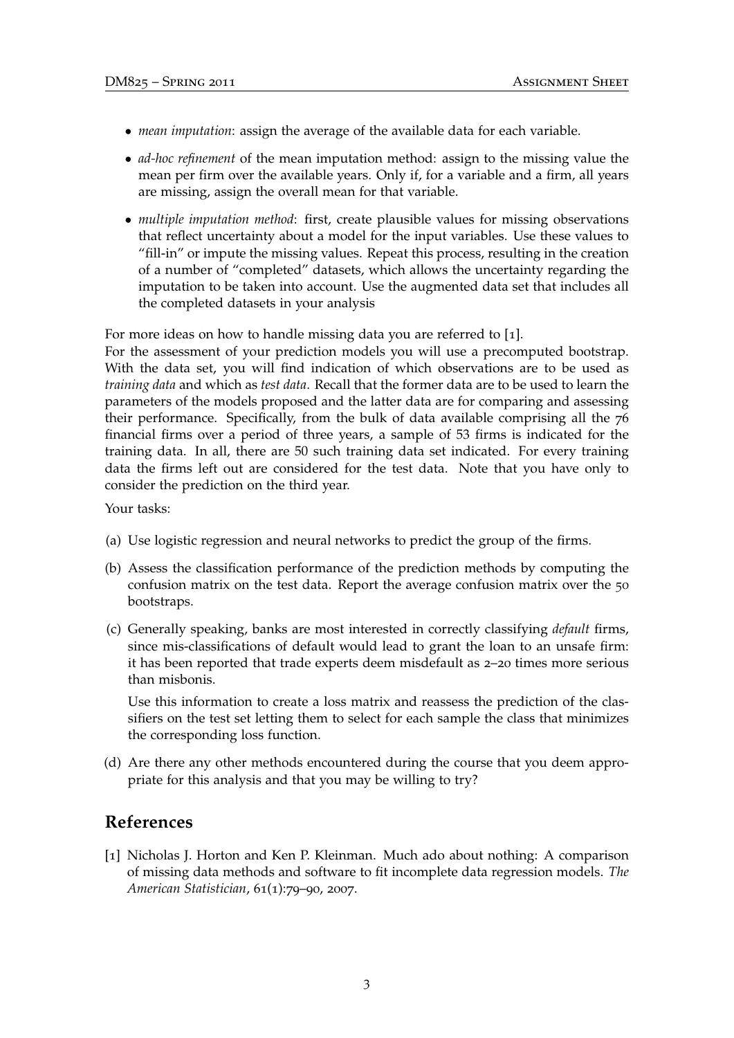- *mean imputation*: assign the average of the available data for each variable.
- *ad-hoc refinement* of the mean imputation method: assign to the missing value the mean per firm over the available years. Only if, for a variable and a firm, all years are missing, assign the overall mean for that variable.
- *multiple imputation method*: first, create plausible values for missing observations that reflect uncertainty about a model for the input variables. Use these values to "fill-in" or impute the missing values. Repeat this process, resulting in the creation of a number of "completed" datasets, which allows the uncertainty regarding the imputation to be taken into account. Use the augmented data set that includes all the completed datasets in your analysis

For more ideas on how to handle missing data you are referred to [1].

For the assessment of your prediction models you will use a precomputed bootstrap. With the data set, you will find indication of which observations are to be used as *training data* and which as *test data*. Recall that the former data are to be used to learn the parameters of the models proposed and the latter data are for comparing and assessing their performance. Specifically, from the bulk of data available comprising all the 76 financial firms over a period of three years, a sample of 53 firms is indicated for the training data. In all, there are 50 such training data set indicated. For every training data the firms left out are considered for the test data. Note that you have only to consider the prediction on the third year.

Your tasks:

(a) Use logistic regression and neural networks to predict the group of the firms.

(b) Assess the classification performance of the prediction methods by computing the confusion matrix on the test data. Report the average confusion matrix over the 50 bootstraps.

(c) Generally speaking, banks are most interested in correctly classifying *default* firms, since mis-classifications of default would lead to grant the loan to an unsafe firm: it has been reported that trade experts deem misdefault as 2–20 times more serious than misbonis.

Use this information to create a loss matrix and reassess the prediction of the classifiers on the test set letting them to select for each sample the class that minimizes the corresponding loss function.

(d) Are there any other methods encountered during the course that you deem appropriate for this analysis and that you may be willing to try?

## References

[1] Nicholas J. Horton and Ken P. Kleinman. Much ado about nothing: A comparison of missing data methods and software to fit incomplete data regression models. *The American Statistician*, 61(1):79–90, 2007.